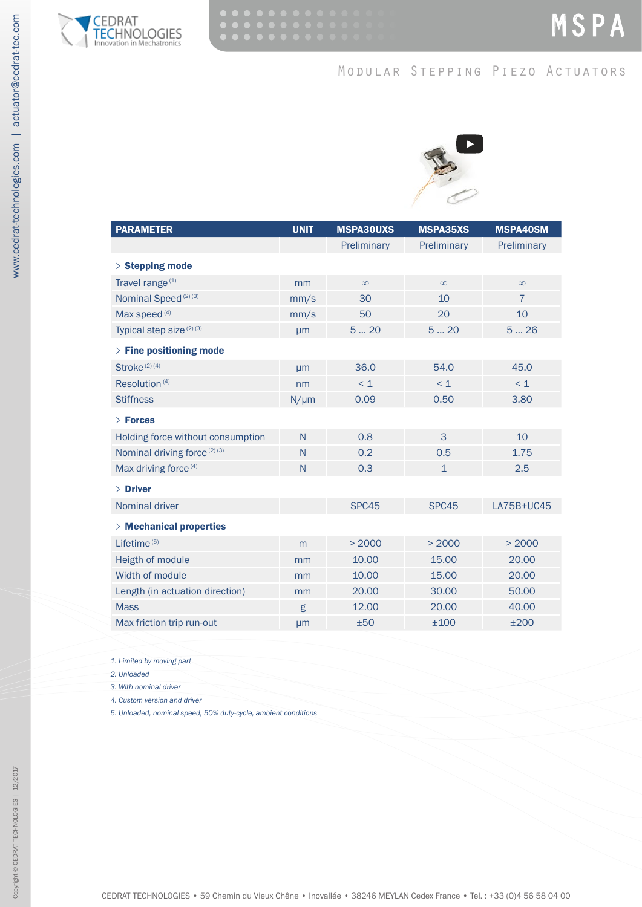# MSPA

## Modular Stepping Piezo Actuators

| PARAMETER | UNIT | MSPA30UXS | MSPA35XS | MSPA40SM |
|---|---|---|---|---|
| | | Preliminary | Preliminary | Preliminary |
| **> Stepping mode** | | | | |
| Travel range [1] | mm | ∞ | ∞ | ∞ |
| Nominal Speed [2] [3] | mm/s | 30 | 10 | 7 |
| Max speed [4] | mm/s | 50 | 20 | 10 |
| Typical step size [2] [3] | µm | 5 ... 20 | 5 ... 20 | 5 ... 26 |
| **> Fine positioning mode** | | | | |
| Stroke [2] [4] | µm | 36.0 | 54.0 | 45.0 |
| Resolution [4] | nm | < 1 | < 1 | < 1 |
| Stiffness | N/µm | 0.09 | 0.50 | 3.80 |
| **> Forces** | | | | |
| Holding force without consumption | N | 0.8 | 3 | 10 |
| Nominal driving force [2] [3] | N | 0.2 | 0.5 | 1.75 |
| Max driving force [4] | N | 0.3 | 1 | 2.5 |
| **> Driver** | | | | |
| Nominal driver | | SPC45 | SPC45 | LA75B+UC45 |
| **> Mechanical properties** | | | | |
| Lifetime [5] | m | > 2000 | > 2000 | > 2000 |
| Heigth of module | mm | 10.00 | 15.00 | 20.00 |
| Width of module | mm | 10.00 | 15.00 | 20.00 |
| Length (in actuation direction) | mm | 20.00 | 30.00 | 50.00 |
| Mass | g | 12.00 | 20.00 | 40.00 |
| Max friction trip run-out | µm | ±50 | ±100 | ±200 |

*1. Limited by moving part*
*2. Unloaded*
*3. With nominal driver*
*4. Custom version and driver*
*5. Unloaded, nominal speed, 50% duty-cycle, ambient conditions*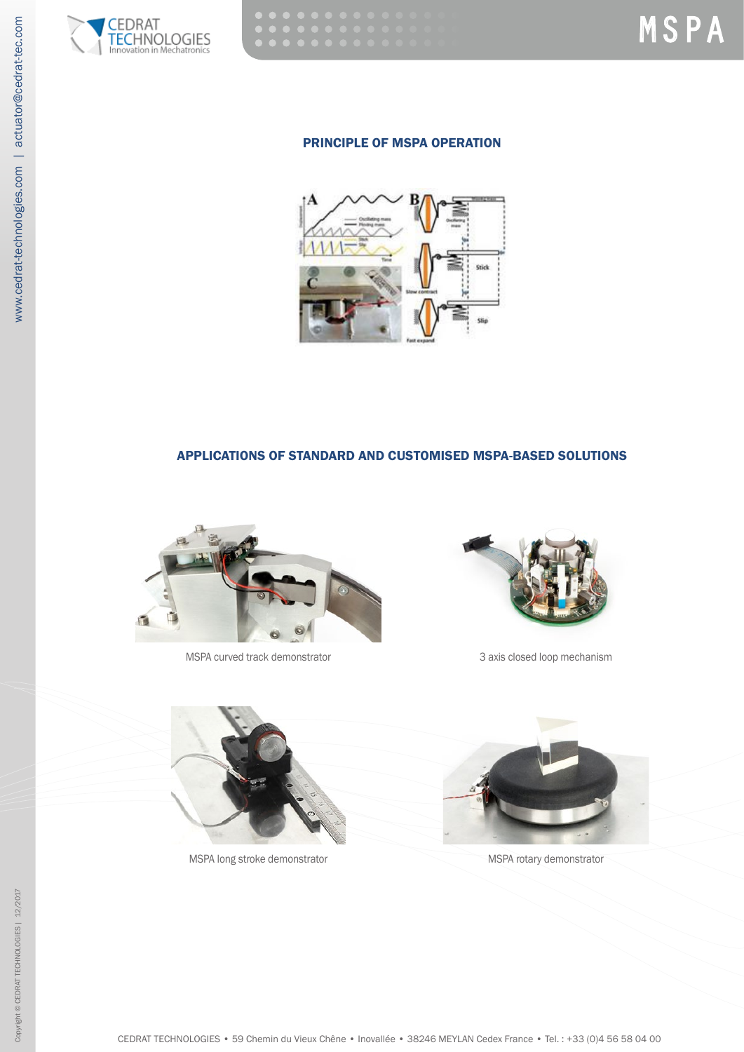## PRINCIPLE OF MSPA OPERATION

## APPLICATIONS OF STANDARD AND CUSTOMISED MSPA-BASED SOLUTIONS

MSPA curved track demonstrator

3 axis closed loop mechanism

MSPA long stroke demonstrator

MSPA rotary demonstrator

CEDRAT TECHNOLOGIES • 59 Chemin du Vieux Chêne • Inovallée • 38246 MEYLAN Cedex France • Tel. : +33 (0)4 56 58 04 00